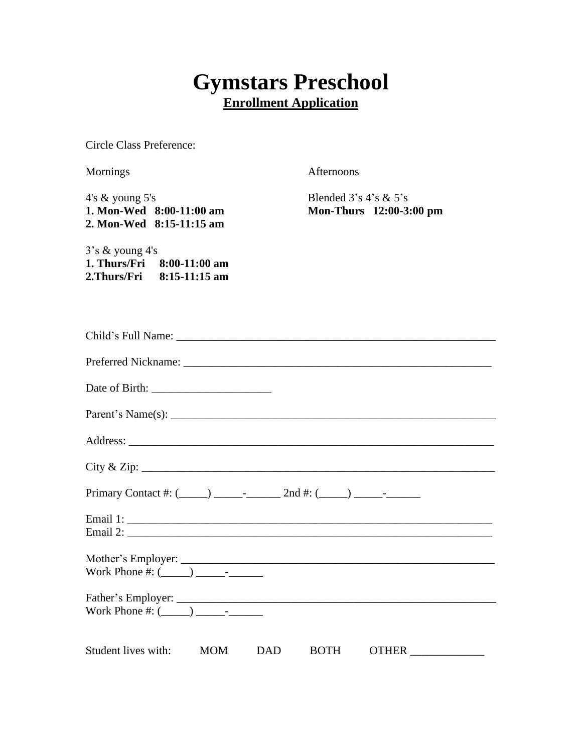# Gymstars Preschool

## Enrollment Application

Circle Class Preference:

Mornings

4's & young 5's
**1. Mon-Wed 8:00-11:00 am**
**2. Mon-Wed 8:15-11:15 am**

3's & young 4's
**1. Thurs/Fri 8:00-11:00 am**
**2.Thurs/Fri 8:15-11:15 am**

Afternoons

Blended 3's 4's & 5's
**Mon-Thurs 12:00-3:00 pm**

Child's Full Name: ___________________________________________________________

Preferred Nickname: _________________________________________________________

Date of Birth: _____________________

Parent's Name(s): ____________________________________________________________

Address: ____________________________________________________________________

City & Zip: __________________________________________________________________

Primary Contact #: (_____) _____-______ 2nd #: (_____) _____-______

Email 1: _____________________________________________________________________
Email 2: _____________________________________________________________________

Mother's Employer: ___________________________________________________________
Work Phone #: (_____) _____-______

Father's Employer: ____________________________________________________________
Work Phone #: (_____) _____-______

Student lives with: MOM DAD BOTH OTHER _____________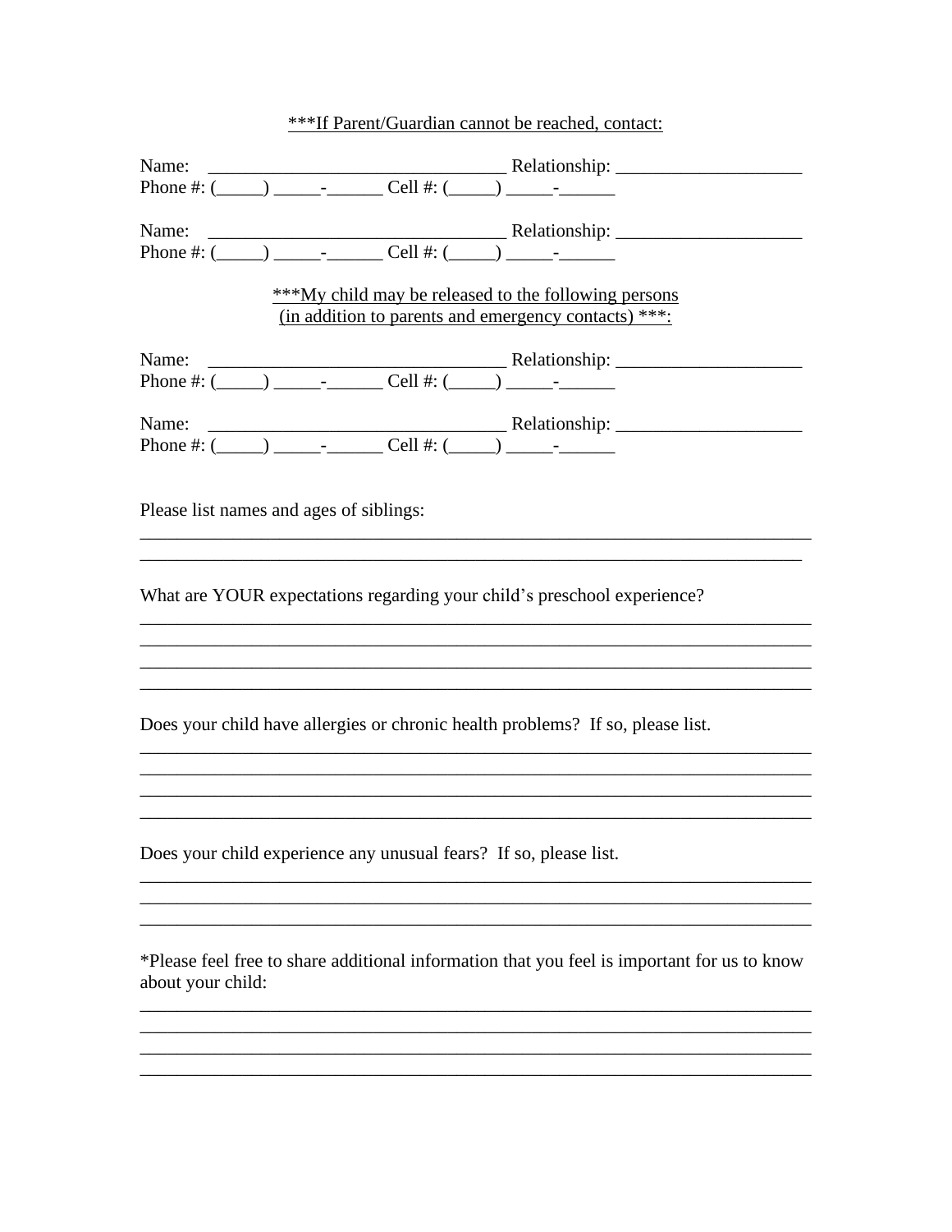<u>***If Parent/Guardian cannot be reached, contact:</u>

Name: ________________________________ Relationship: ____________________
Phone #: (_____) _____-______ Cell #: (_____) _____-______

Name: ________________________________ Relationship: ____________________
Phone #: (_____) _____-______ Cell #: (_____) _____-______

<u>***My child may be released to the following persons</u>
<u>(in addition to parents and emergency contacts) ***:</u>

Name: ________________________________ Relationship: ____________________
Phone #: (_____) _____-______ Cell #: (_____) _____-______

Name: ________________________________ Relationship: ____________________
Phone #: (_____) _____-______ Cell #: (_____) _____-______

Please list names and ages of siblings:
__________________________________________________________________________
_________________________________________________________________________

What are YOUR expectations regarding your child's preschool experience?
__________________________________________________________________________
__________________________________________________________________________
__________________________________________________________________________
__________________________________________________________________________

Does your child have allergies or chronic health problems? If so, please list.
__________________________________________________________________________
__________________________________________________________________________
__________________________________________________________________________
__________________________________________________________________________

Does your child experience any unusual fears? If so, please list.
__________________________________________________________________________
__________________________________________________________________________
__________________________________________________________________________

*Please feel free to share additional information that you feel is important for us to know about your child:
__________________________________________________________________________
__________________________________________________________________________
__________________________________________________________________________
__________________________________________________________________________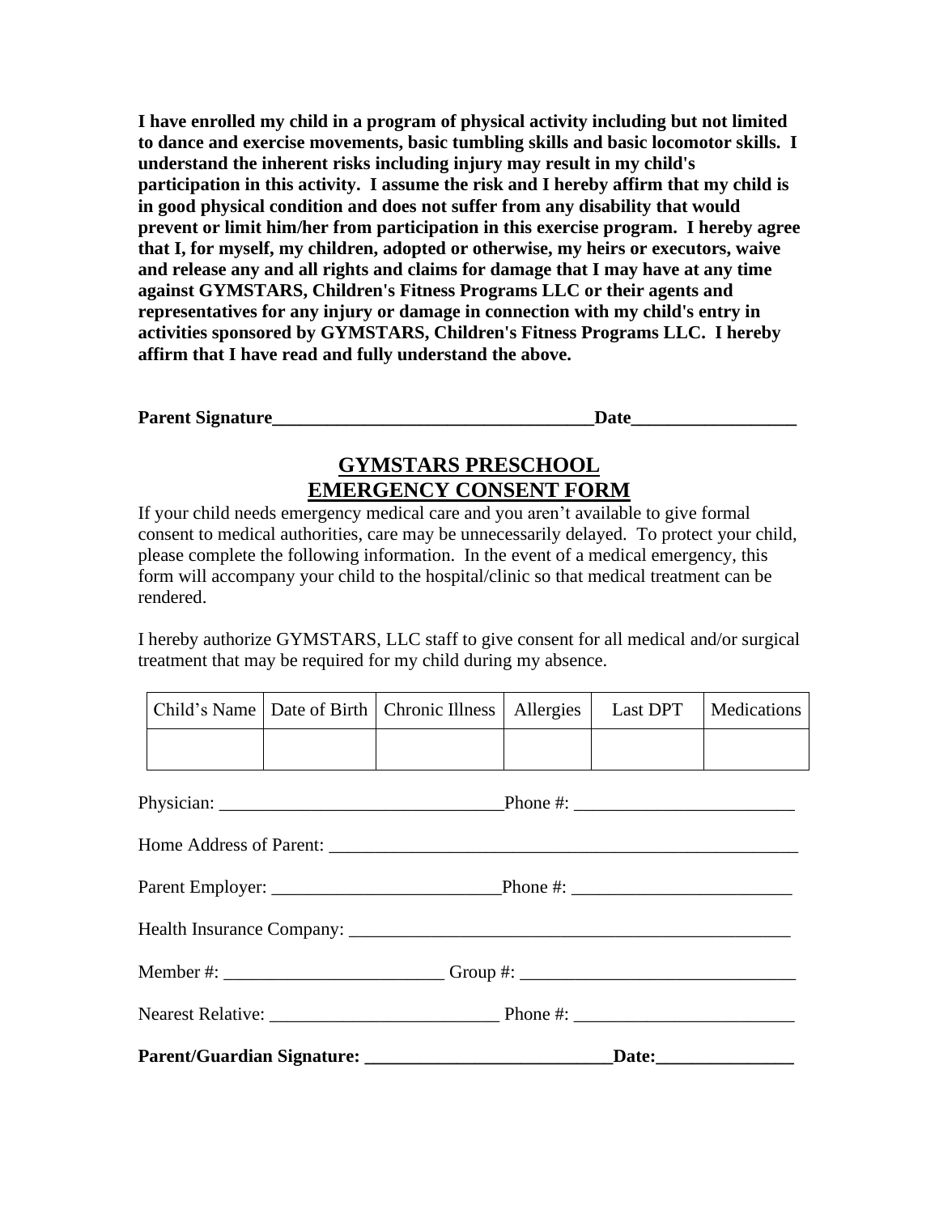**I have enrolled my child in a program of physical activity including but not limited to dance and exercise movements, basic tumbling skills and basic locomotor skills. I understand the inherent risks including injury may result in my child's participation in this activity. I assume the risk and I hereby affirm that my child is in good physical condition and does not suffer from any disability that would prevent or limit him/her from participation in this exercise program. I hereby agree that I, for myself, my children, adopted or otherwise, my heirs or executors, waive and release any and all rights and claims for damage that I may have at any time against GYMSTARS, Children's Fitness Programs LLC or their agents and representatives for any injury or damage in connection with my child's entry in activities sponsored by GYMSTARS, Children's Fitness Programs LLC. I hereby affirm that I have read and fully understand the above.**

**Parent Signature___________________________________Date__________________**

## GYMSTARS PRESCHOOL EMERGENCY CONSENT FORM

If your child needs emergency medical care and you aren't available to give formal consent to medical authorities, care may be unnecessarily delayed. To protect your child, please complete the following information. In the event of a medical emergency, this form will accompany your child to the hospital/clinic so that medical treatment can be rendered.

I hereby authorize GYMSTARS, LLC staff to give consent for all medical and/or surgical treatment that may be required for my child during my absence.

| Child's Name | Date of Birth | Chronic Illness | Allergies | Last DPT | Medications |
|---|---|---|---|---|---|
| | | | | | |

Physician: _______________________________Phone #: ________________________

Home Address of Parent: _____________________________________________________

Parent Employer: _________________________Phone #: ________________________

Health Insurance Company: ___________________________________________________

Member #: ________________________ Group #: ______________________________

Nearest Relative: _________________________ Phone #: ________________________

**Parent/Guardian Signature: ___________________________Date:_______________**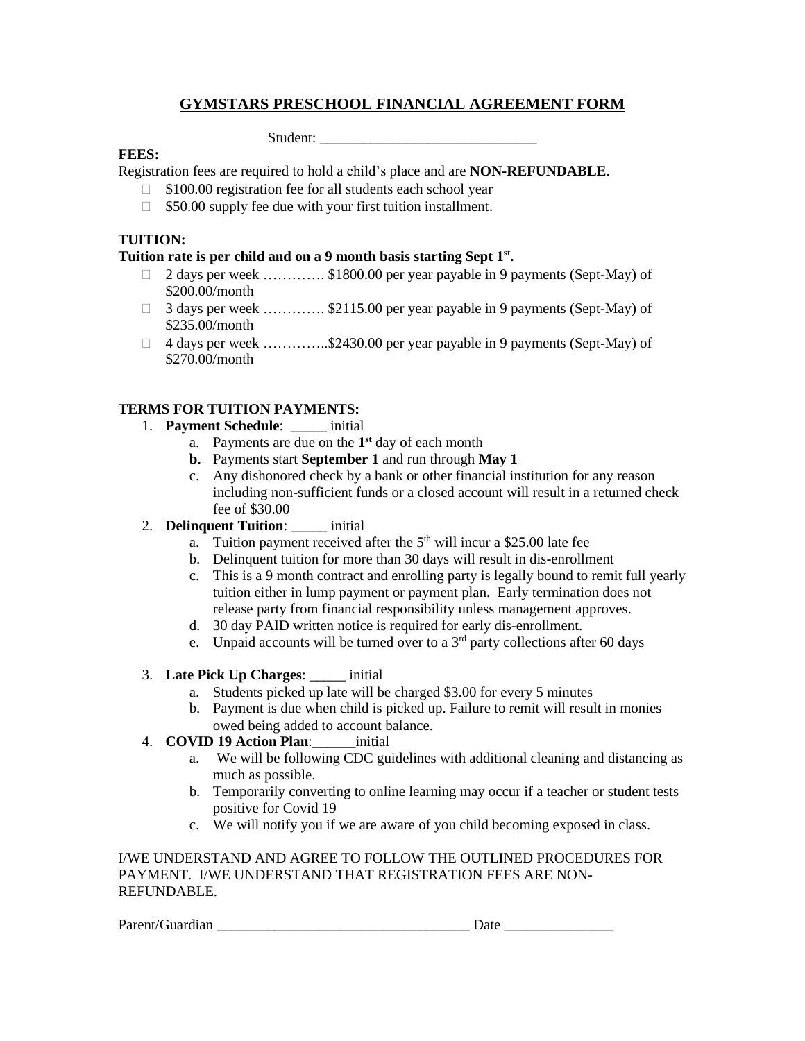# GYMSTARS PRESCHOOL FINANCIAL AGREEMENT FORM

Student: ______________________________

**FEES:**

Registration fees are required to hold a child's place and are **NON-REFUNDABLE**.

- $100.00 registration fee for all students each school year
- $50.00 supply fee due with your first tuition installment.

**TUITION:**

**Tuition rate is per child and on a 9 month basis starting Sept 1st.**

- 2 days per week …………. $1800.00 per year payable in 9 payments (Sept-May) of $200.00/month
- 3 days per week …………. $2115.00 per year payable in 9 payments (Sept-May) of $235.00/month
- 4 days per week …………..$2430.00 per year payable in 9 payments (Sept-May) of $270.00/month

**TERMS FOR TUITION PAYMENTS:**

1. **Payment Schedule**: _____ initial
   a. Payments are due on the **1st** day of each month
   **b.** Payments start **September 1** and run through **May 1**
   c. Any dishonored check by a bank or other financial institution for any reason including non-sufficient funds or a closed account will result in a returned check fee of $30.00
2. **Delinquent Tuition**: _____ initial
   a. Tuition payment received after the 5th will incur a $25.00 late fee
   b. Delinquent tuition for more than 30 days will result in dis-enrollment
   c. This is a 9 month contract and enrolling party is legally bound to remit full yearly tuition either in lump payment or payment plan. Early termination does not release party from financial responsibility unless management approves.
   d. 30 day PAID written notice is required for early dis-enrollment.
   e. Unpaid accounts will be turned over to a 3rd party collections after 60 days
3. **Late Pick Up Charges**: _____ initial
   a. Students picked up late will be charged $3.00 for every 5 minutes
   b. Payment is due when child is picked up. Failure to remit will result in monies owed being added to account balance.
4. **COVID 19 Action Plan**:______initial
   a. We will be following CDC guidelines with additional cleaning and distancing as much as possible.
   b. Temporarily converting to online learning may occur if a teacher or student tests positive for Covid 19
   c. We will notify you if we are aware of you child becoming exposed in class.

I/WE UNDERSTAND AND AGREE TO FOLLOW THE OUTLINED PROCEDURES FOR PAYMENT. I/WE UNDERSTAND THAT REGISTRATION FEES ARE NON-REFUNDABLE.

Parent/Guardian ___________________________________ Date _______________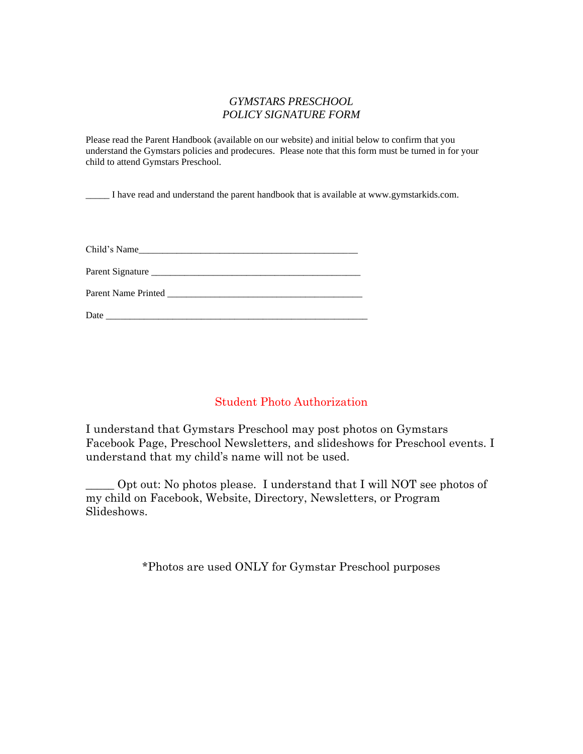*GYMSTARS PRESCHOOL*
*POLICY SIGNATURE FORM*

Please read the Parent Handbook (available on our website) and initial below to confirm that you understand the Gymstars policies and prodecures.  Please note that this form must be turned in for your child to attend Gymstars Preschool.

_____ I have read and understand the parent handbook that is available at www.gymstarkids.com.

Child's Name_______________________________________________

Parent Signature ____________________________________________

Parent Name Printed _________________________________________

Date ______________________________________________________

## Student Photo Authorization

I understand that Gymstars Preschool may post photos on Gymstars Facebook Page, Preschool Newsletters, and slideshows for Preschool events. I understand that my child's name will not be used.

_____ Opt out: No photos please.  I understand that I will NOT see photos of my child on Facebook, Website, Directory, Newsletters, or Program Slideshows.

*Photos are used ONLY for Gymstar Preschool purposes